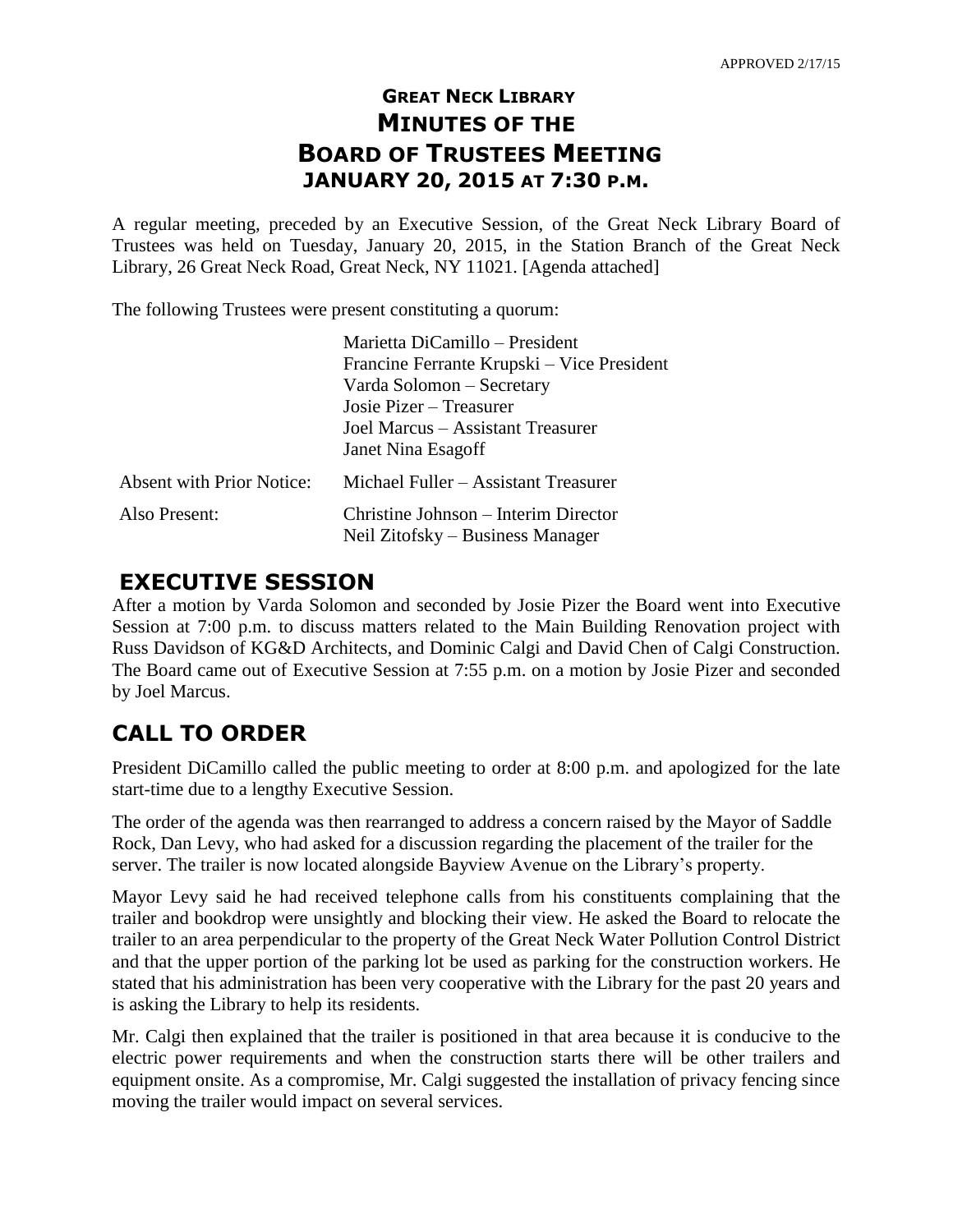APPROVED 2/17/15

# GREAT NECK LIBRARY
# MINUTES OF THE
# BOARD OF TRUSTEES MEETING
## JANUARY 20, 2015 AT 7:30 P.M.

A regular meeting, preceded by an Executive Session, of the Great Neck Library Board of Trustees was held on Tuesday, January 20, 2015, in the Station Branch of the Great Neck Library, 26 Great Neck Road, Great Neck, NY 11021. [Agenda attached]

The following Trustees were present constituting a quorum:

| | |
|---|---|
| | Marietta DiCamillo – President<br>Francine Ferrante Krupski – Vice President<br>Varda Solomon – Secretary<br>Josie Pizer – Treasurer<br>Joel Marcus – Assistant Treasurer<br>Janet Nina Esagoff |
| Absent with Prior Notice: | Michael Fuller – Assistant Treasurer |
| Also Present: | Christine Johnson – Interim Director<br>Neil Zitofsky – Business Manager |

## EXECUTIVE SESSION

After a motion by Varda Solomon and seconded by Josie Pizer the Board went into Executive Session at 7:00 p.m. to discuss matters related to the Main Building Renovation project with Russ Davidson of KG&D Architects, and Dominic Calgi and David Chen of Calgi Construction. The Board came out of Executive Session at 7:55 p.m. on a motion by Josie Pizer and seconded by Joel Marcus.

## CALL TO ORDER

President DiCamillo called the public meeting to order at 8:00 p.m. and apologized for the late start-time due to a lengthy Executive Session.

The order of the agenda was then rearranged to address a concern raised by the Mayor of Saddle Rock, Dan Levy, who had asked for a discussion regarding the placement of the trailer for the server. The trailer is now located alongside Bayview Avenue on the Library's property.

Mayor Levy said he had received telephone calls from his constituents complaining that the trailer and bookdrop were unsightly and blocking their view. He asked the Board to relocate the trailer to an area perpendicular to the property of the Great Neck Water Pollution Control District and that the upper portion of the parking lot be used as parking for the construction workers. He stated that his administration has been very cooperative with the Library for the past 20 years and is asking the Library to help its residents.

Mr. Calgi then explained that the trailer is positioned in that area because it is conducive to the electric power requirements and when the construction starts there will be other trailers and equipment onsite. As a compromise, Mr. Calgi suggested the installation of privacy fencing since moving the trailer would impact on several services.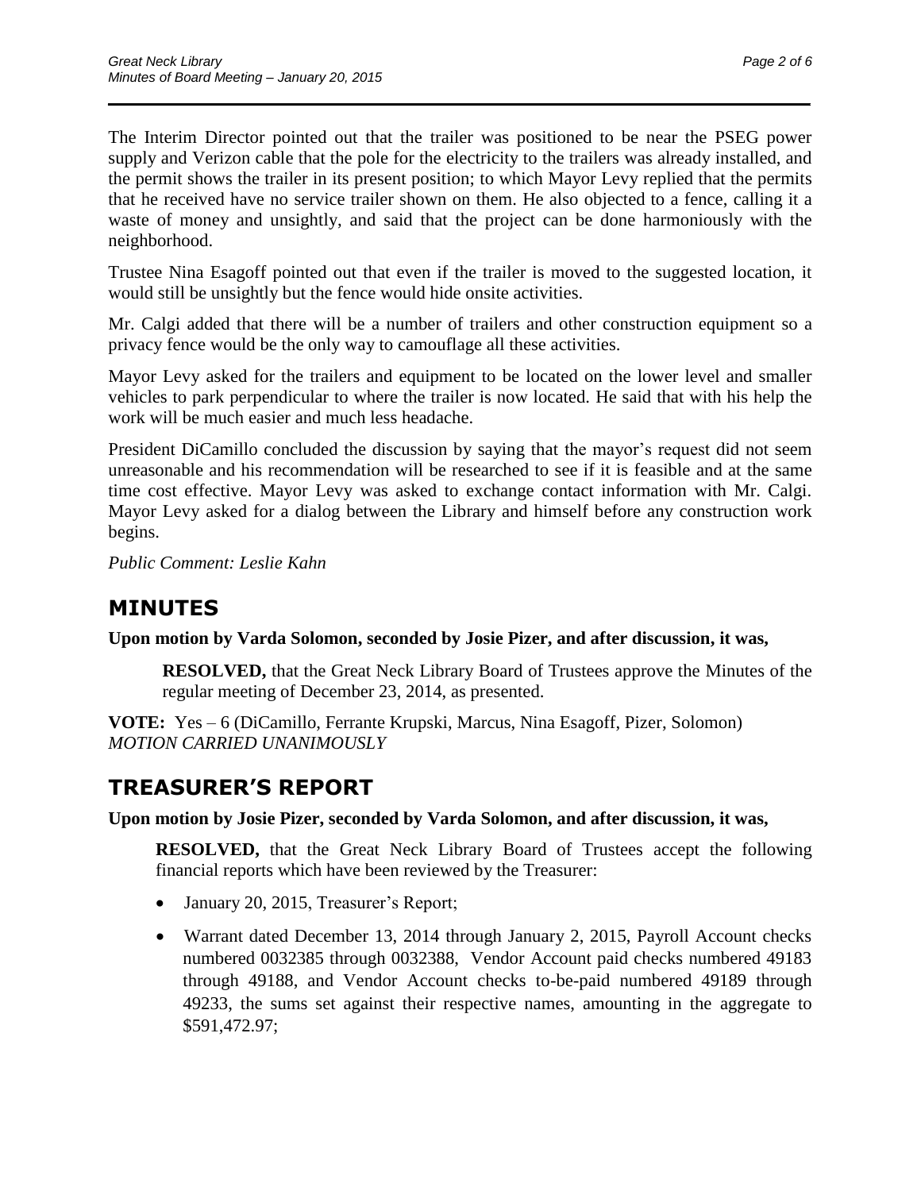The Interim Director pointed out that the trailer was positioned to be near the PSEG power supply and Verizon cable that the pole for the electricity to the trailers was already installed, and the permit shows the trailer in its present position; to which Mayor Levy replied that the permits that he received have no service trailer shown on them. He also objected to a fence, calling it a waste of money and unsightly, and said that the project can be done harmoniously with the neighborhood.

Trustee Nina Esagoff pointed out that even if the trailer is moved to the suggested location, it would still be unsightly but the fence would hide onsite activities.

Mr. Calgi added that there will be a number of trailers and other construction equipment so a privacy fence would be the only way to camouflage all these activities.

Mayor Levy asked for the trailers and equipment to be located on the lower level and smaller vehicles to park perpendicular to where the trailer is now located. He said that with his help the work will be much easier and much less headache.

President DiCamillo concluded the discussion by saying that the mayor's request did not seem unreasonable and his recommendation will be researched to see if it is feasible and at the same time cost effective. Mayor Levy was asked to exchange contact information with Mr. Calgi. Mayor Levy asked for a dialog between the Library and himself before any construction work begins.

*Public Comment: Leslie Kahn*

## MINUTES

**Upon motion by Varda Solomon, seconded by Josie Pizer, and after discussion, it was,**

> **RESOLVED,** that the Great Neck Library Board of Trustees approve the Minutes of the regular meeting of December 23, 2014, as presented.

**VOTE:** Yes – 6 (DiCamillo, Ferrante Krupski, Marcus, Nina Esagoff, Pizer, Solomon)
*MOTION CARRIED UNANIMOUSLY*

## TREASURER'S REPORT

**Upon motion by Josie Pizer, seconded by Varda Solomon, and after discussion, it was,**

> **RESOLVED,** that the Great Neck Library Board of Trustees accept the following financial reports which have been reviewed by the Treasurer:
>
> - January 20, 2015, Treasurer's Report;
> - Warrant dated December 13, 2014 through January 2, 2015, Payroll Account checks numbered 0032385 through 0032388, Vendor Account paid checks numbered 49183 through 49188, and Vendor Account checks to-be-paid numbered 49189 through 49233, the sums set against their respective names, amounting in the aggregate to $591,472.97;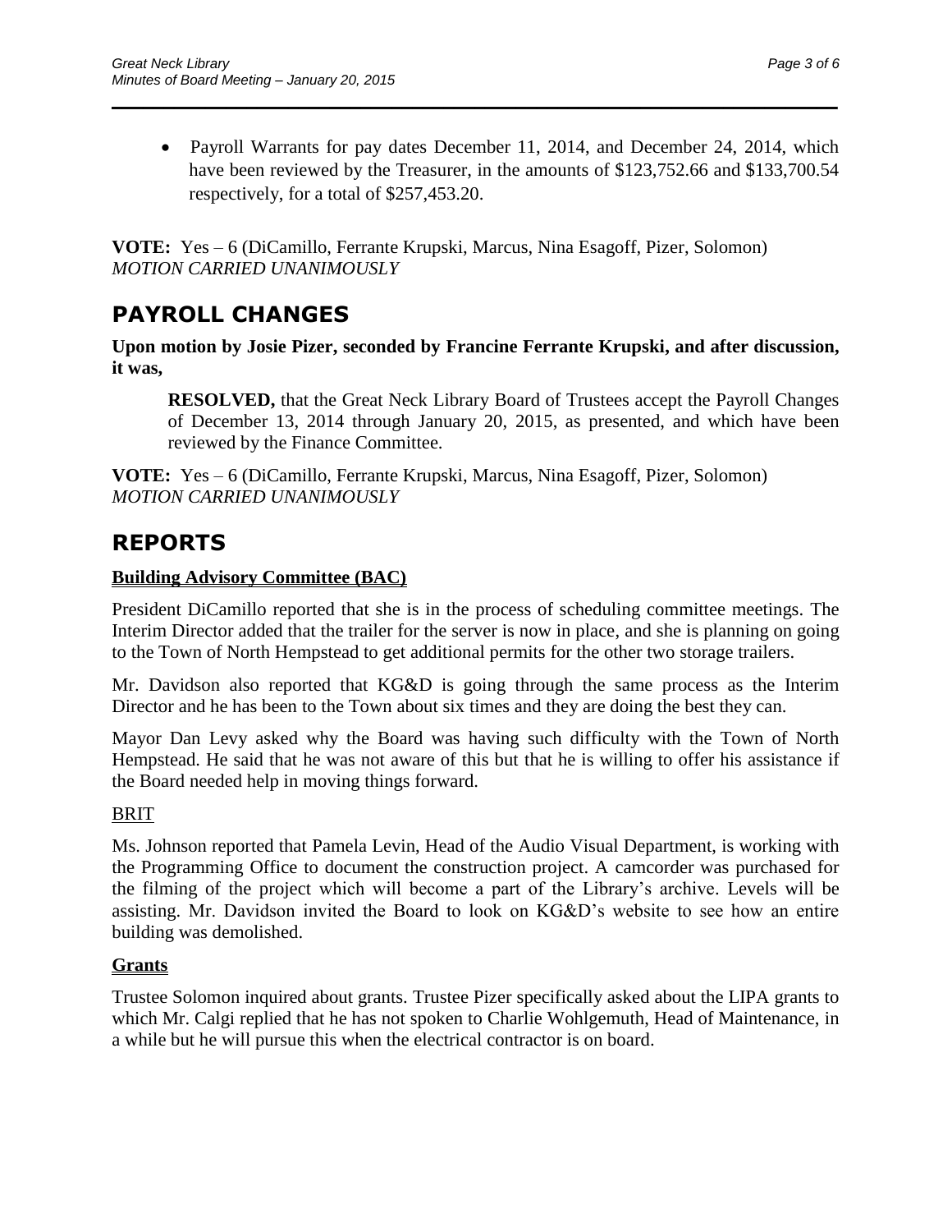- Payroll Warrants for pay dates December 11, 2014, and December 24, 2014, which have been reviewed by the Treasurer, in the amounts of $123,752.66 and $133,700.54 respectively, for a total of $257,453.20.

**VOTE:** Yes – 6 (DiCamillo, Ferrante Krupski, Marcus, Nina Esagoff, Pizer, Solomon)
*MOTION CARRIED UNANIMOUSLY*

# PAYROLL CHANGES

**Upon motion by Josie Pizer, seconded by Francine Ferrante Krupski, and after discussion, it was,**

> **RESOLVED,** that the Great Neck Library Board of Trustees accept the Payroll Changes of December 13, 2014 through January 20, 2015, as presented, and which have been reviewed by the Finance Committee.

**VOTE:** Yes – 6 (DiCamillo, Ferrante Krupski, Marcus, Nina Esagoff, Pizer, Solomon)
*MOTION CARRIED UNANIMOUSLY*

# REPORTS

## Building Advisory Committee (BAC)

President DiCamillo reported that she is in the process of scheduling committee meetings. The Interim Director added that the trailer for the server is now in place, and she is planning on going to the Town of North Hempstead to get additional permits for the other two storage trailers.

Mr. Davidson also reported that KG&D is going through the same process as the Interim Director and he has been to the Town about six times and they are doing the best they can.

Mayor Dan Levy asked why the Board was having such difficulty with the Town of North Hempstead. He said that he was not aware of this but that he is willing to offer his assistance if the Board needed help in moving things forward.

### BRIT

Ms. Johnson reported that Pamela Levin, Head of the Audio Visual Department, is working with the Programming Office to document the construction project. A camcorder was purchased for the filming of the project which will become a part of the Library's archive. Levels will be assisting. Mr. Davidson invited the Board to look on KG&D's website to see how an entire building was demolished.

## Grants

Trustee Solomon inquired about grants. Trustee Pizer specifically asked about the LIPA grants to which Mr. Calgi replied that he has not spoken to Charlie Wohlgemuth, Head of Maintenance, in a while but he will pursue this when the electrical contractor is on board.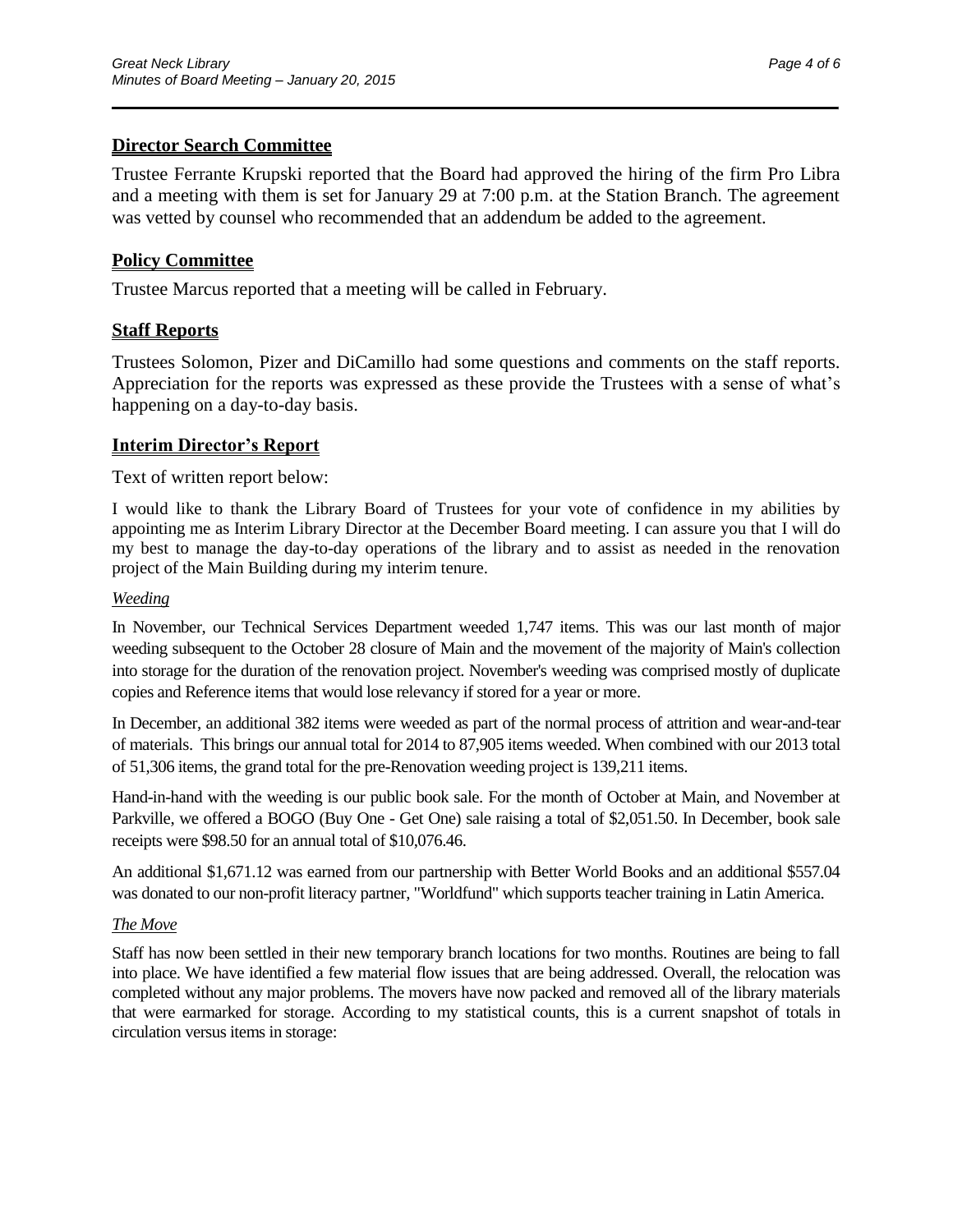## Director Search Committee

Trustee Ferrante Krupski reported that the Board had approved the hiring of the firm Pro Libra and a meeting with them is set for January 29 at 7:00 p.m. at the Station Branch. The agreement was vetted by counsel who recommended that an addendum be added to the agreement.

## Policy Committee

Trustee Marcus reported that a meeting will be called in February.

## Staff Reports

Trustees Solomon, Pizer and DiCamillo had some questions and comments on the staff reports. Appreciation for the reports was expressed as these provide the Trustees with a sense of what's happening on a day-to-day basis.

## Interim Director's Report

Text of written report below:

I would like to thank the Library Board of Trustees for your vote of confidence in my abilities by appointing me as Interim Library Director at the December Board meeting. I can assure you that I will do my best to manage the day-to-day operations of the library and to assist as needed in the renovation project of the Main Building during my interim tenure.

*Weeding*

In November, our Technical Services Department weeded 1,747 items. This was our last month of major weeding subsequent to the October 28 closure of Main and the movement of the majority of Main's collection into storage for the duration of the renovation project. November's weeding was comprised mostly of duplicate copies and Reference items that would lose relevancy if stored for a year or more.

In December, an additional 382 items were weeded as part of the normal process of attrition and wear-and-tear of materials. This brings our annual total for 2014 to 87,905 items weeded. When combined with our 2013 total of 51,306 items, the grand total for the pre-Renovation weeding project is 139,211 items.

Hand-in-hand with the weeding is our public book sale. For the month of October at Main, and November at Parkville, we offered a BOGO (Buy One - Get One) sale raising a total of $2,051.50. In December, book sale receipts were $98.50 for an annual total of $10,076.46.

An additional $1,671.12 was earned from our partnership with Better World Books and an additional $557.04 was donated to our non-profit literacy partner, "Worldfund" which supports teacher training in Latin America.

*The Move*

Staff has now been settled in their new temporary branch locations for two months. Routines are being to fall into place. We have identified a few material flow issues that are being addressed. Overall, the relocation was completed without any major problems. The movers have now packed and removed all of the library materials that were earmarked for storage. According to my statistical counts, this is a current snapshot of totals in circulation versus items in storage: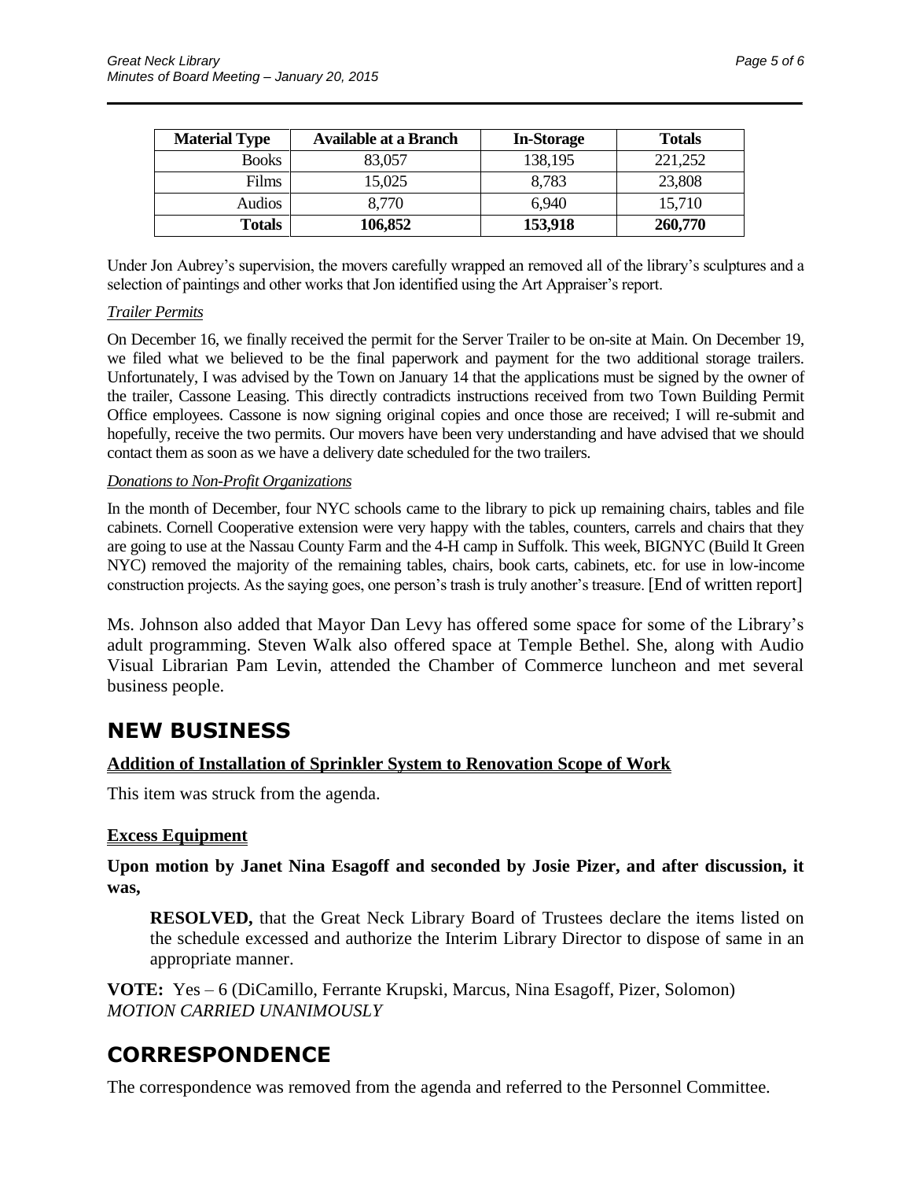| Material Type | Available at a Branch | In-Storage | Totals |
|---|---|---|---|
| Books | 83,057 | 138,195 | 221,252 |
| Films | 15,025 | 8,783 | 23,808 |
| Audios | 8,770 | 6,940 | 15,710 |
| **Totals** | **106,852** | **153,918** | **260,770** |

Under Jon Aubrey's supervision, the movers carefully wrapped an removed all of the library's sculptures and a selection of paintings and other works that Jon identified using the Art Appraiser's report.

*Trailer Permits*

On December 16, we finally received the permit for the Server Trailer to be on-site at Main. On December 19, we filed what we believed to be the final paperwork and payment for the two additional storage trailers. Unfortunately, I was advised by the Town on January 14 that the applications must be signed by the owner of the trailer, Cassone Leasing. This directly contradicts instructions received from two Town Building Permit Office employees. Cassone is now signing original copies and once those are received; I will re-submit and hopefully, receive the two permits. Our movers have been very understanding and have advised that we should contact them as soon as we have a delivery date scheduled for the two trailers.

*Donations to Non-Profit Organizations*

In the month of December, four NYC schools came to the library to pick up remaining chairs, tables and file cabinets. Cornell Cooperative extension were very happy with the tables, counters, carrels and chairs that they are going to use at the Nassau County Farm and the 4-H camp in Suffolk. This week, BIGNYC (Build It Green NYC) removed the majority of the remaining tables, chairs, book carts, cabinets, etc. for use in low-income construction projects. As the saying goes, one person's trash is truly another's treasure. [End of written report]

Ms. Johnson also added that Mayor Dan Levy has offered some space for some of the Library's adult programming. Steven Walk also offered space at Temple Bethel. She, along with Audio Visual Librarian Pam Levin, attended the Chamber of Commerce luncheon and met several business people.

## NEW BUSINESS

**Addition of Installation of Sprinkler System to Renovation Scope of Work**

This item was struck from the agenda.

**Excess Equipment**

**Upon motion by Janet Nina Esagoff and seconded by Josie Pizer, and after discussion, it was,**

> **RESOLVED,** that the Great Neck Library Board of Trustees declare the items listed on the schedule excessed and authorize the Interim Library Director to dispose of same in an appropriate manner.

**VOTE:** Yes – 6 (DiCamillo, Ferrante Krupski, Marcus, Nina Esagoff, Pizer, Solomon)
*MOTION CARRIED UNANIMOUSLY*

## CORRESPONDENCE

The correspondence was removed from the agenda and referred to the Personnel Committee.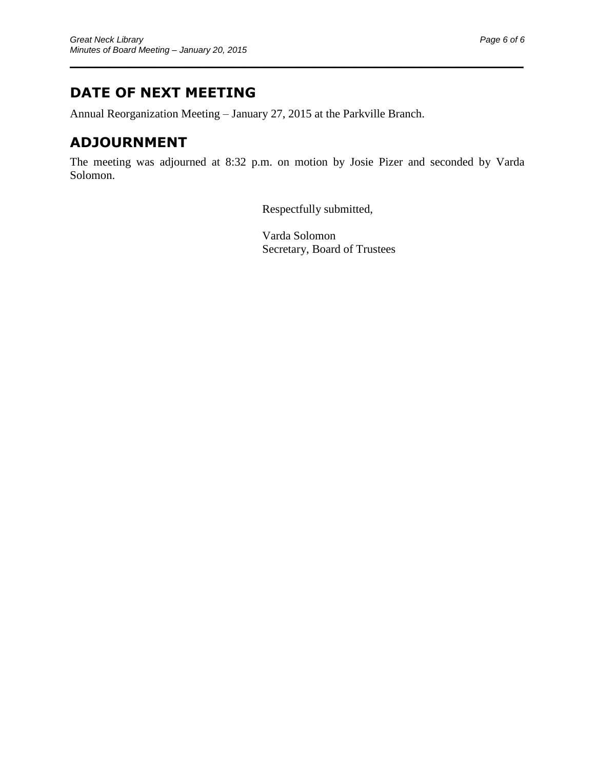## DATE OF NEXT MEETING

Annual Reorganization Meeting – January 27, 2015 at the Parkville Branch.

## ADJOURNMENT

The meeting was adjourned at 8:32 p.m. on motion by Josie Pizer and seconded by Varda Solomon.

Respectfully submitted,

Varda Solomon
Secretary, Board of Trustees